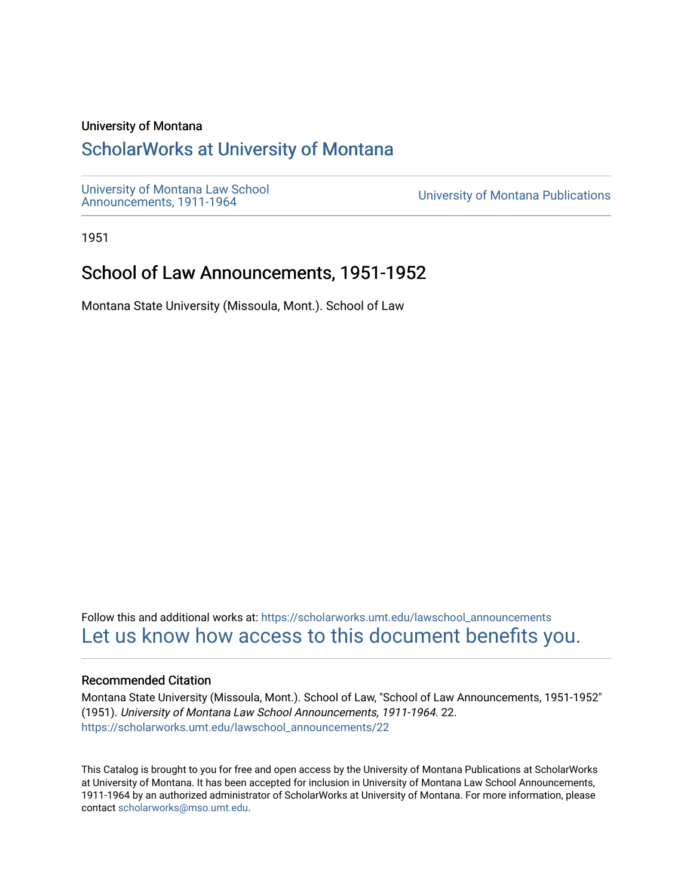University of Montana

# ScholarWorks at University of Montana

University of Montana Law School Announcements, 1911-1964

University of Montana Publications

1951

## School of Law Announcements, 1951-1952

Montana State University (Missoula, Mont.). School of Law

Follow this and additional works at: https://scholarworks.umt.edu/lawschool_announcements

Let us know how access to this document benefits you.

### Recommended Citation

Montana State University (Missoula, Mont.). School of Law, "School of Law Announcements, 1951-1952" (1951). *University of Montana Law School Announcements, 1911-1964*. 22.
https://scholarworks.umt.edu/lawschool_announcements/22

This Catalog is brought to you for free and open access by the University of Montana Publications at ScholarWorks at University of Montana. It has been accepted for inclusion in University of Montana Law School Announcements, 1911-1964 by an authorized administrator of ScholarWorks at University of Montana. For more information, please contact scholarworks@mso.umt.edu.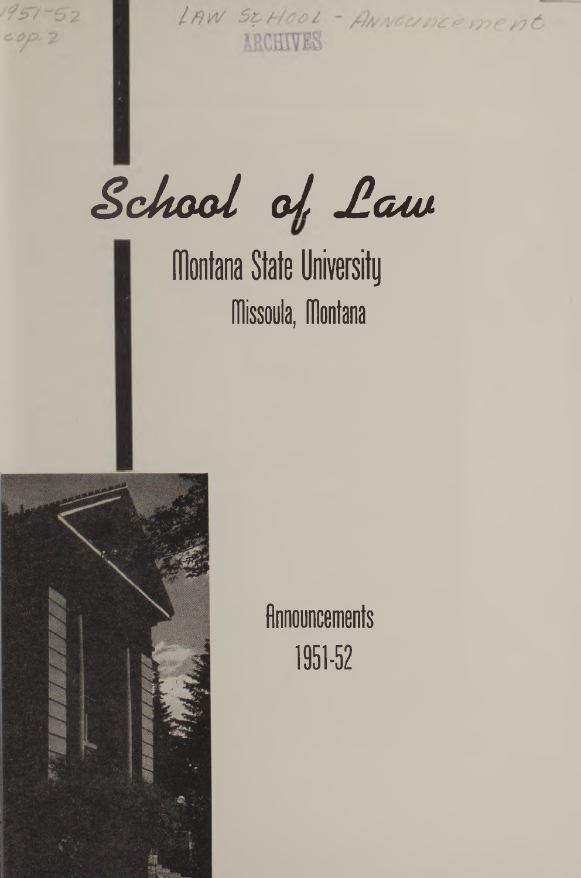1951-52
cop. 2

LAW SCHOOL - Announcement

ARCHIVES

# School of Law

## Montana State University

Missoula, Montana

Announcements

1951-52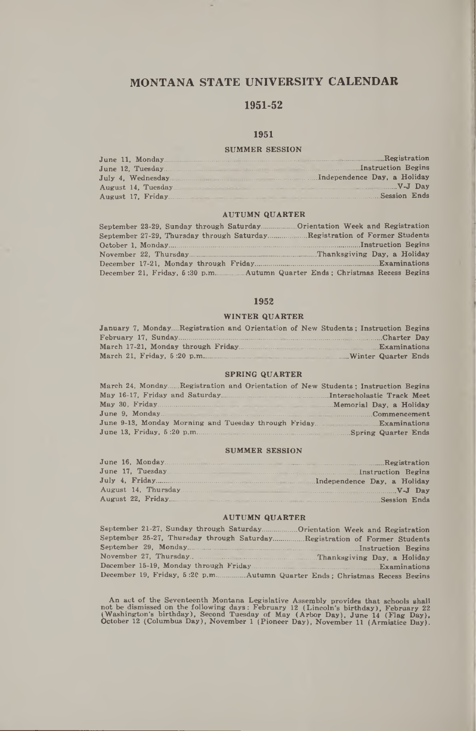# MONTANA STATE UNIVERSITY CALENDAR

## 1951-52

### 1951

#### SUMMER SESSION

| | |
|---|---|
| June 11, Monday | Registration |
| June 12, Tuesday | Instruction Begins |
| July 4, Wednesday | Independence Day, a Holiday |
| August 14, Tuesday | V-J Day |
| August 17, Friday | Session Ends |

#### AUTUMN QUARTER

| | |
|---|---|
| September 23-29, Sunday through Saturday | Orientation Week and Registration |
| September 27-29, Thursday through Saturday | Registration of Former Students |
| October 1, Monday | Instruction Begins |
| November 22, Thursday | Thanksgiving Day, a Holiday |
| December 17-21, Monday through Friday | Examinations |
| December 21, Friday, 5:30 p.m. | Autumn Quarter Ends; Christmas Recess Begins |

### 1952

#### WINTER QUARTER

| | |
|---|---|
| January 7, Monday | Registration and Orientation of New Students; Instruction Begins |
| February 17, Sunday | Charter Day |
| March 17-21, Monday through Friday | Examinations |
| March 21, Friday, 5:20 p.m. | Winter Quarter Ends |

#### SPRING QUARTER

| | |
|---|---|
| March 24, Monday | Registration and Orientation of New Students; Instruction Begins |
| May 16-17, Friday and Saturday | Interscholastic Track Meet |
| May 30, Friday | Memorial Day, a Holiday |
| June 9, Monday | Commencement |
| June 9-13, Monday Morning and Tuesday through Friday | Examinations |
| June 13, Friday, 5:20 p.m. | Spring Quarter Ends |

#### SUMMER SESSION

| | |
|---|---|
| June 16, Monday | Registration |
| June 17, Tuesday | Instruction Begins |
| July 4, Friday | Independence Day, a Holiday |
| August 14, Thursday | V-J Day |
| August 22, Friday | Session Ends |

#### AUTUMN QUARTER

| | |
|---|---|
| September 21-27, Sunday through Saturday | Orientation Week and Registration |
| September 25-27, Thursday through Saturday | Registration of Former Students |
| September 29, Monday | Instruction Begins |
| November 27, Thursday | Thanksgiving Day, a Holiday |
| December 15-19, Monday through Friday | Examinations |
| December 19, Friday, 5:20 p.m. | Autumn Quarter Ends; Christmas Recess Begins |

An act of the Seventeenth Montana Legislative Assembly provides that schools shall not be dismissed on the following days: February 12 (Lincoln's birthday), February 22 (Washington's birthday), Second Tuesday of May (Arbor Day), June 14 (Flag Day), October 12 (Columbus Day), November 1 (Pioneer Day), November 11 (Armistice Day).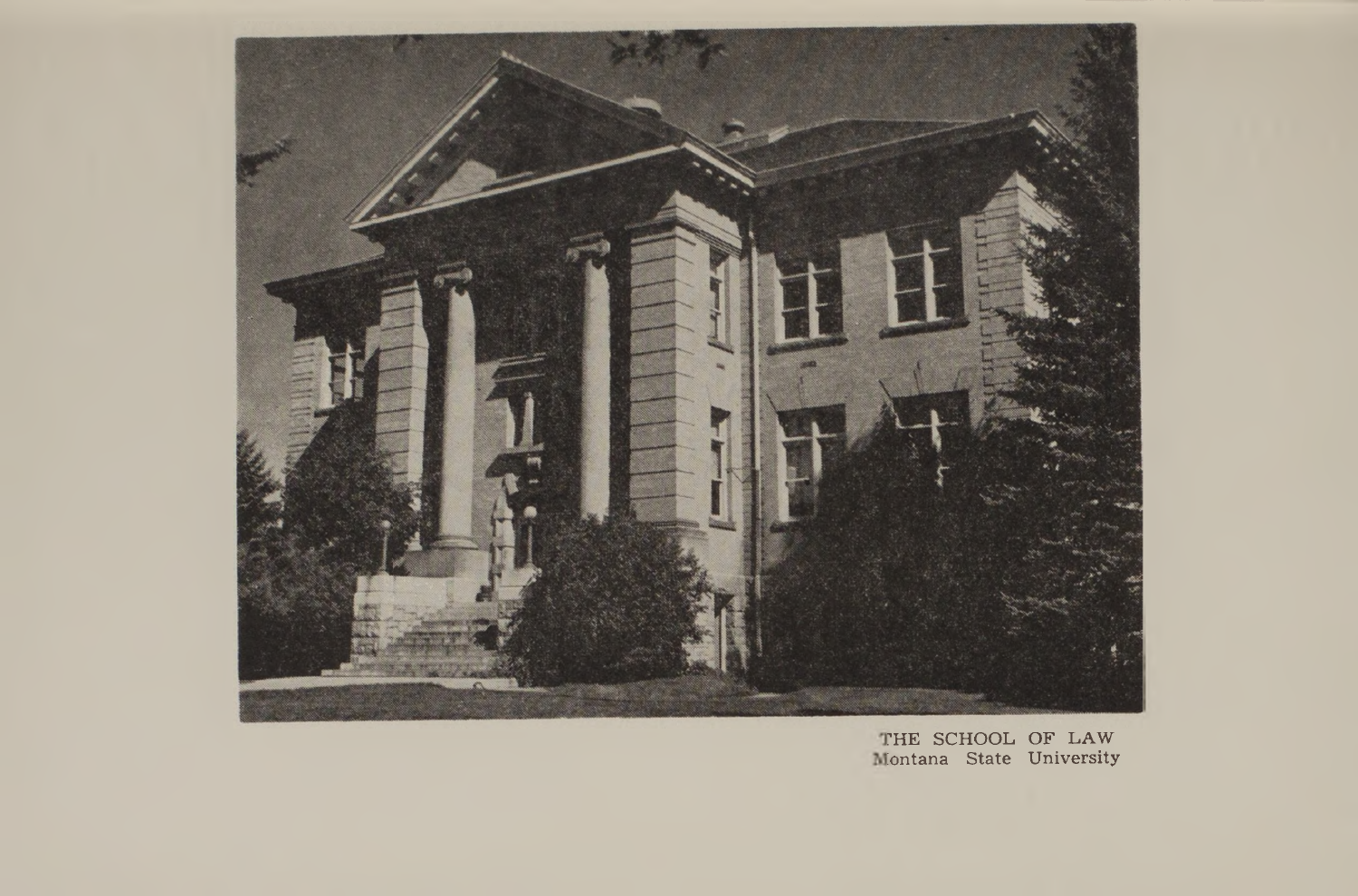THE SCHOOL OF LAW
Montana State University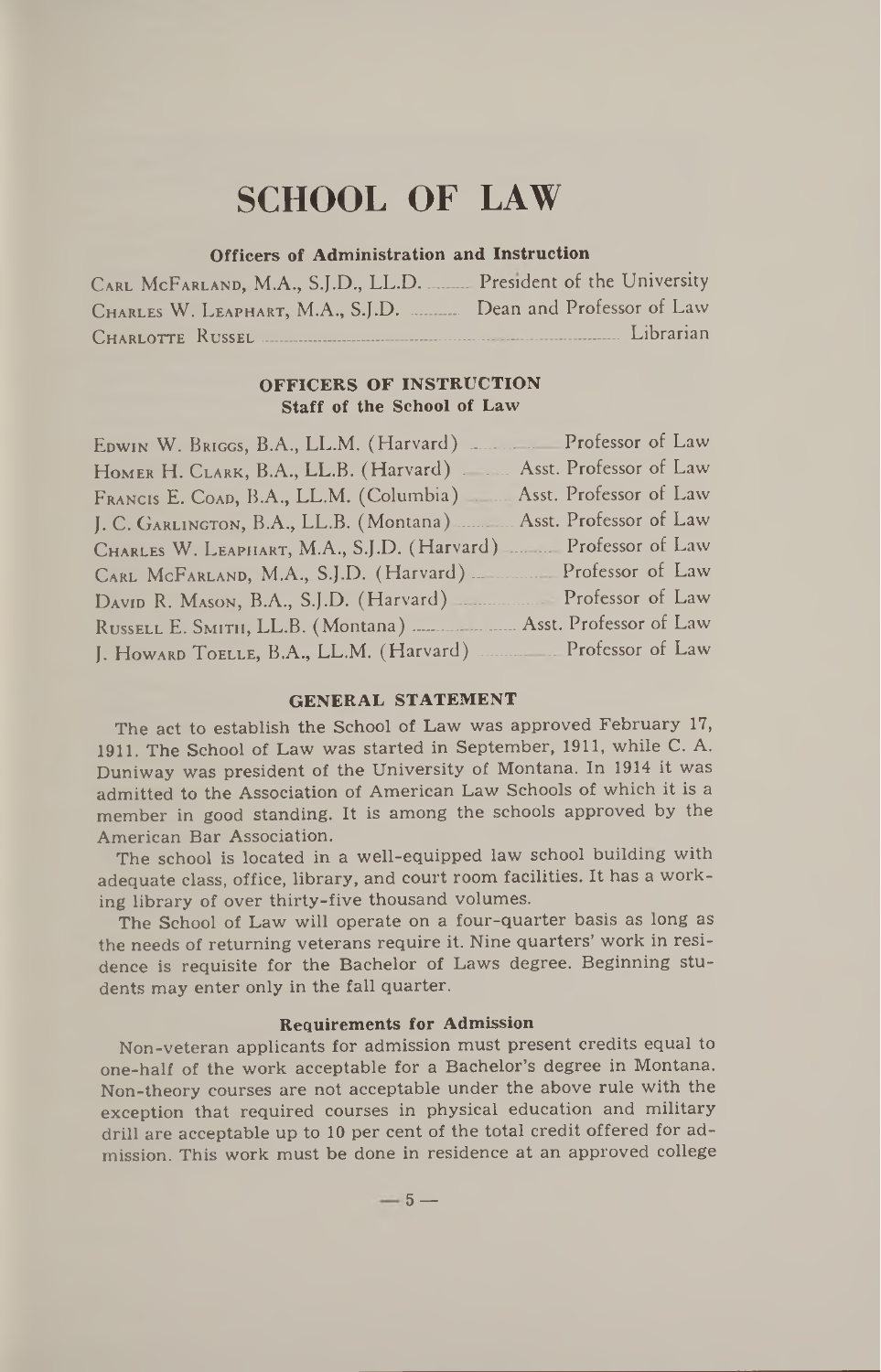# SCHOOL OF LAW

### Officers of Administration and Instruction

| | |
|---|---|
| Carl McFarland, M.A., S.J.D., LL.D. | President of the University |
| Charles W. Leaphart, M.A., S.J.D. | Dean and Professor of Law |
| Charlotte Russel | Librarian |

### OFFICERS OF INSTRUCTION

#### Staff of the School of Law

| | |
|---|---|
| Edwin W. Briggs, B.A., LL.M. (Harvard) | Professor of Law |
| Homer H. Clark, B.A., LL.B. (Harvard) | Asst. Professor of Law |
| Francis E. Coad, B.A., LL.M. (Columbia) | Asst. Professor of Law |
| J. C. Garlington, B.A., LL.B. (Montana) | Asst. Professor of Law |
| Charles W. Leaphart, M.A., S.J.D. (Harvard) | Professor of Law |
| Carl McFarland, M.A., S.J.D. (Harvard) | Professor of Law |
| David R. Mason, B.A., S.J.D. (Harvard) | Professor of Law |
| Russell E. Smith, LL.B. (Montana) | Asst. Professor of Law |
| J. Howard Toelle, B.A., LL.M. (Harvard) | Professor of Law |

### GENERAL STATEMENT

The act to establish the School of Law was approved February 17, 1911. The School of Law was started in September, 1911, while C. A. Duniway was president of the University of Montana. In 1914 it was admitted to the Association of American Law Schools of which it is a member in good standing. It is among the schools approved by the American Bar Association.

The school is located in a well-equipped law school building with adequate class, office, library, and court room facilities. It has a working library of over thirty-five thousand volumes.

The School of Law will operate on a four-quarter basis as long as the needs of returning veterans require it. Nine quarters' work in residence is requisite for the Bachelor of Laws degree. Beginning students may enter only in the fall quarter.

#### Requirements for Admission

Non-veteran applicants for admission must present credits equal to one-half of the work acceptable for a Bachelor's degree in Montana. Non-theory courses are not acceptable under the above rule with the exception that required courses in physical education and military drill are acceptable up to 10 per cent of the total credit offered for admission. This work must be done in residence at an approved college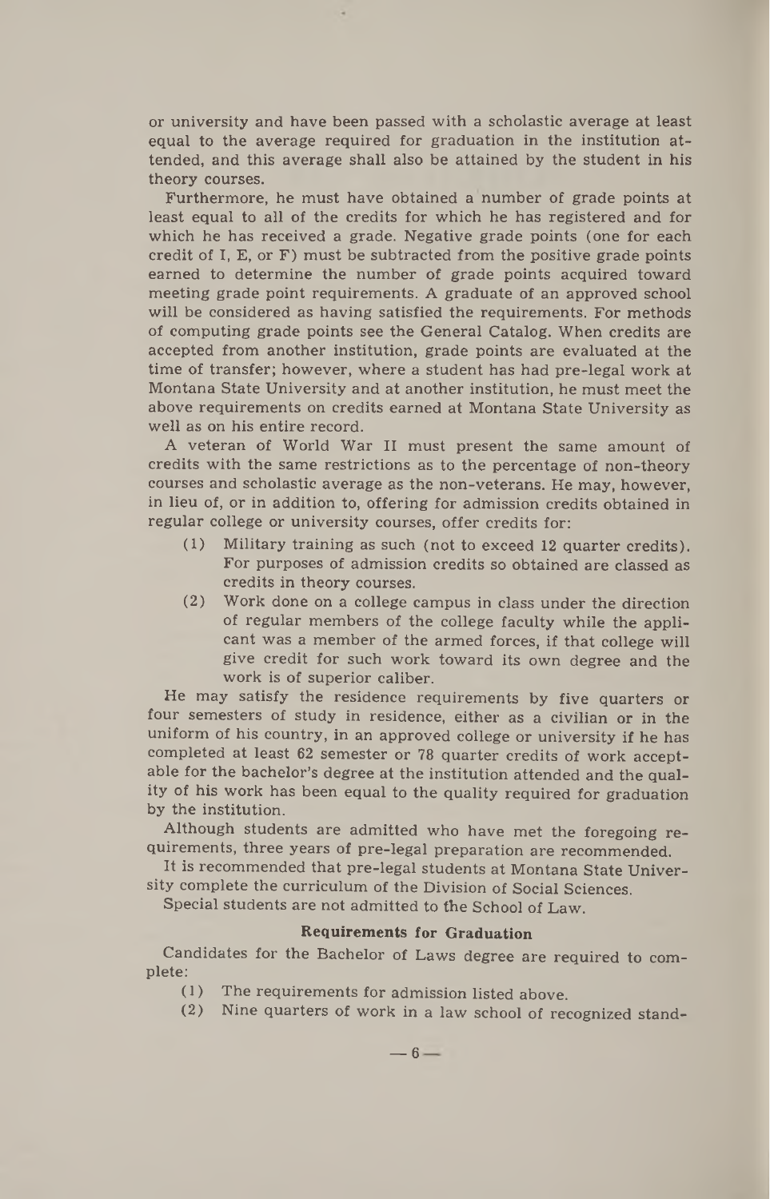or university and have been passed with a scholastic average at least equal to the average required for graduation in the institution attended, and this average shall also be attained by the student in his theory courses.

Furthermore, he must have obtained a number of grade points at least equal to all of the credits for which he has registered and for which he has received a grade. Negative grade points (one for each credit of I, E, or F) must be subtracted from the positive grade points earned to determine the number of grade points acquired toward meeting grade point requirements. A graduate of an approved school will be considered as having satisfied the requirements. For methods of computing grade points see the General Catalog. When credits are accepted from another institution, grade points are evaluated at the time of transfer; however, where a student has had pre-legal work at Montana State University and at another institution, he must meet the above requirements on credits earned at Montana State University as well as on his entire record.

A veteran of World War II must present the same amount of credits with the same restrictions as to the percentage of non-theory courses and scholastic average as the non-veterans. He may, however, in lieu of, or in addition to, offering for admission credits obtained in regular college or university courses, offer credits for:

(1) Military training as such (not to exceed 12 quarter credits). For purposes of admission credits so obtained are classed as credits in theory courses.

(2) Work done on a college campus in class under the direction of regular members of the college faculty while the applicant was a member of the armed forces, if that college will give credit for such work toward its own degree and the work is of superior caliber.

He may satisfy the residence requirements by five quarters or four semesters of study in residence, either as a civilian or in the uniform of his country, in an approved college or university if he has completed at least 62 semester or 78 quarter credits of work acceptable for the bachelor's degree at the institution attended and the quality of his work has been equal to the quality required for graduation by the institution.

Although students are admitted who have met the foregoing requirements, three years of pre-legal preparation are recommended.

It is recommended that pre-legal students at Montana State University complete the curriculum of the Division of Social Sciences.

Special students are not admitted to the School of Law.

### Requirements for Graduation

Candidates for the Bachelor of Laws degree are required to complete:

(1) The requirements for admission listed above.

(2) Nine quarters of work in a law school of recognized stand-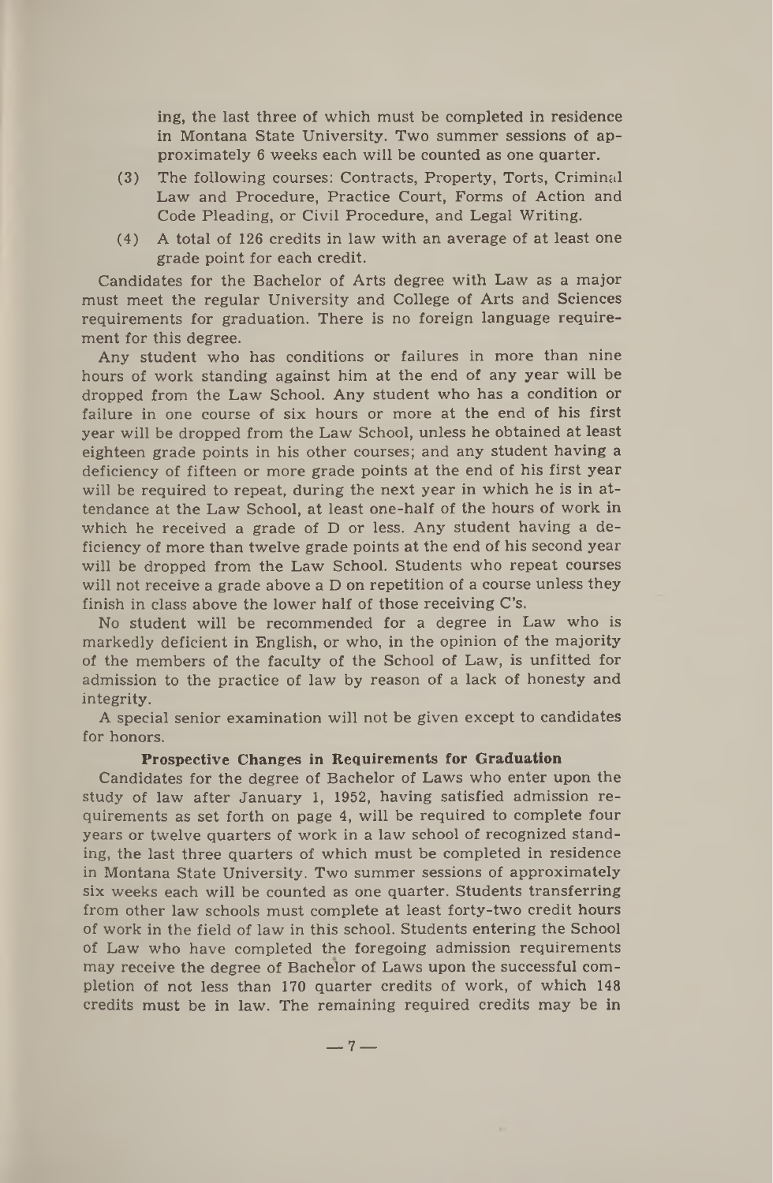ing, the last three of which must be completed in residence in Montana State University. Two summer sessions of approximately 6 weeks each will be counted as one quarter.

(3) The following courses: Contracts, Property, Torts, Criminal Law and Procedure, Practice Court, Forms of Action and Code Pleading, or Civil Procedure, and Legal Writing.

(4) A total of 126 credits in law with an average of at least one grade point for each credit.

Candidates for the Bachelor of Arts degree with Law as a major must meet the regular University and College of Arts and Sciences requirements for graduation. There is no foreign language requirement for this degree.

Any student who has conditions or failures in more than nine hours of work standing against him at the end of any year will be dropped from the Law School. Any student who has a condition or failure in one course of six hours or more at the end of his first year will be dropped from the Law School, unless he obtained at least eighteen grade points in his other courses; and any student having a deficiency of fifteen or more grade points at the end of his first year will be required to repeat, during the next year in which he is in attendance at the Law School, at least one-half of the hours of work in which he received a grade of D or less. Any student having a deficiency of more than twelve grade points at the end of his second year will be dropped from the Law School. Students who repeat courses will not receive a grade above a D on repetition of a course unless they finish in class above the lower half of those receiving C's.

No student will be recommended for a degree in Law who is markedly deficient in English, or who, in the opinion of the majority of the members of the faculty of the School of Law, is unfitted for admission to the practice of law by reason of a lack of honesty and integrity.

A special senior examination will not be given except to candidates for honors.

### Prospective Changes in Requirements for Graduation

Candidates for the degree of Bachelor of Laws who enter upon the study of law after January 1, 1952, having satisfied admission requirements as set forth on page 4, will be required to complete four years or twelve quarters of work in a law school of recognized standing, the last three quarters of which must be completed in residence in Montana State University. Two summer sessions of approximately six weeks each will be counted as one quarter. Students transferring from other law schools must complete at least forty-two credit hours of work in the field of law in this school. Students entering the School of Law who have completed the foregoing admission requirements may receive the degree of Bachelor of Laws upon the successful completion of not less than 170 quarter credits of work, of which 148 credits must be in law. The remaining required credits may be in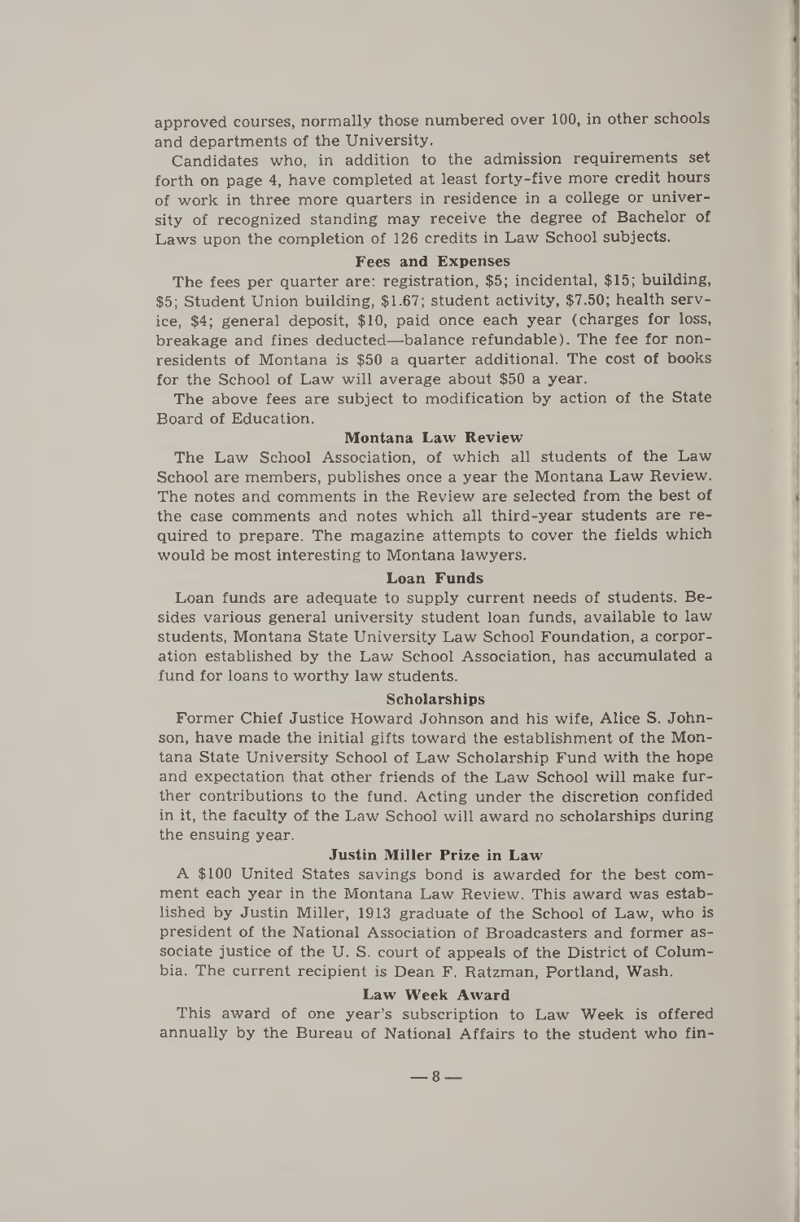approved courses, normally those numbered over 100, in other schools and departments of the University.

Candidates who, in addition to the admission requirements set forth on page 4, have completed at least forty-five more credit hours of work in three more quarters in residence in a college or university of recognized standing may receive the degree of Bachelor of Laws upon the completion of 126 credits in Law School subjects.

### Fees and Expenses

The fees per quarter are: registration, $5; incidental, $15; building, $5; Student Union building, $1.67; student activity, $7.50; health service, $4; general deposit, $10, paid once each year (charges for loss, breakage and fines deducted—balance refundable). The fee for nonresidents of Montana is $50 a quarter additional. The cost of books for the School of Law will average about $50 a year.

The above fees are subject to modification by action of the State Board of Education.

### Montana Law Review

The Law School Association, of which all students of the Law School are members, publishes once a year the Montana Law Review. The notes and comments in the Review are selected from the best of the case comments and notes which all third-year students are required to prepare. The magazine attempts to cover the fields which would be most interesting to Montana lawyers.

### Loan Funds

Loan funds are adequate to supply current needs of students. Besides various general university student loan funds, available to law students, Montana State University Law School Foundation, a corporation established by the Law School Association, has accumulated a fund for loans to worthy law students.

### Scholarships

Former Chief Justice Howard Johnson and his wife, Alice S. Johnson, have made the initial gifts toward the establishment of the Montana State University School of Law Scholarship Fund with the hope and expectation that other friends of the Law School will make further contributions to the fund. Acting under the discretion confided in it, the faculty of the Law School will award no scholarships during the ensuing year.

### Justin Miller Prize in Law

A $100 United States savings bond is awarded for the best comment each year in the Montana Law Review. This award was established by Justin Miller, 1913 graduate of the School of Law, who is president of the National Association of Broadcasters and former associate justice of the U. S. court of appeals of the District of Columbia. The current recipient is Dean F. Ratzman, Portland, Wash.

### Law Week Award

This award of one year's subscription to Law Week is offered annually by the Bureau of National Affairs to the student who fin-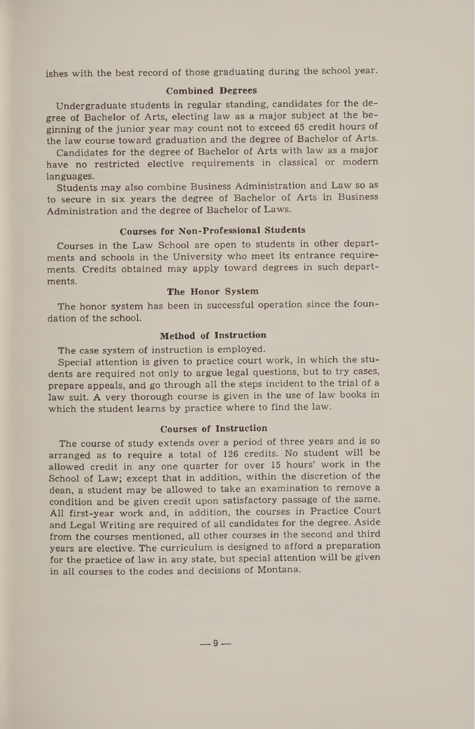ishes with the best record of those graduating during the school year.

### Combined Degrees

Undergraduate students in regular standing, candidates for the degree of Bachelor of Arts, electing law as a major subject at the beginning of the junior year may count not to exceed 65 credit hours of the law course toward graduation and the degree of Bachelor of Arts.

Candidates for the degree of Bachelor of Arts with law as a major have no restricted elective requirements in classical or modern languages.

Students may also combine Business Administration and Law so as to secure in six years the degree of Bachelor of Arts in Business Administration and the degree of Bachelor of Laws.

### Courses for Non-Professional Students

Courses in the Law School are open to students in other departments and schools in the University who meet its entrance requirements. Credits obtained may apply toward degrees in such departments.

### The Honor System

The honor system has been in successful operation since the foundation of the school.

### Method of Instruction

The case system of instruction is employed.

Special attention is given to practice court work, in which the students are required not only to argue legal questions, but to try cases, prepare appeals, and go through all the steps incident to the trial of a law suit. A very thorough course is given in the use of law books in which the student learns by practice where to find the law.

### Courses of Instruction

The course of study extends over a period of three years and is so arranged as to require a total of 126 credits. No student will be allowed credit in any one quarter for over 15 hours' work in the School of Law; except that in addition, within the discretion of the dean, a student may be allowed to take an examination to remove a condition and be given credit upon satisfactory passage of the same. All first-year work and, in addition, the courses in Practice Court and Legal Writing are required of all candidates for the degree. Aside from the courses mentioned, all other courses in the second and third years are elective. The curriculum is designed to afford a preparation for the practice of law in any state, but special attention will be given in all courses to the codes and decisions of Montana.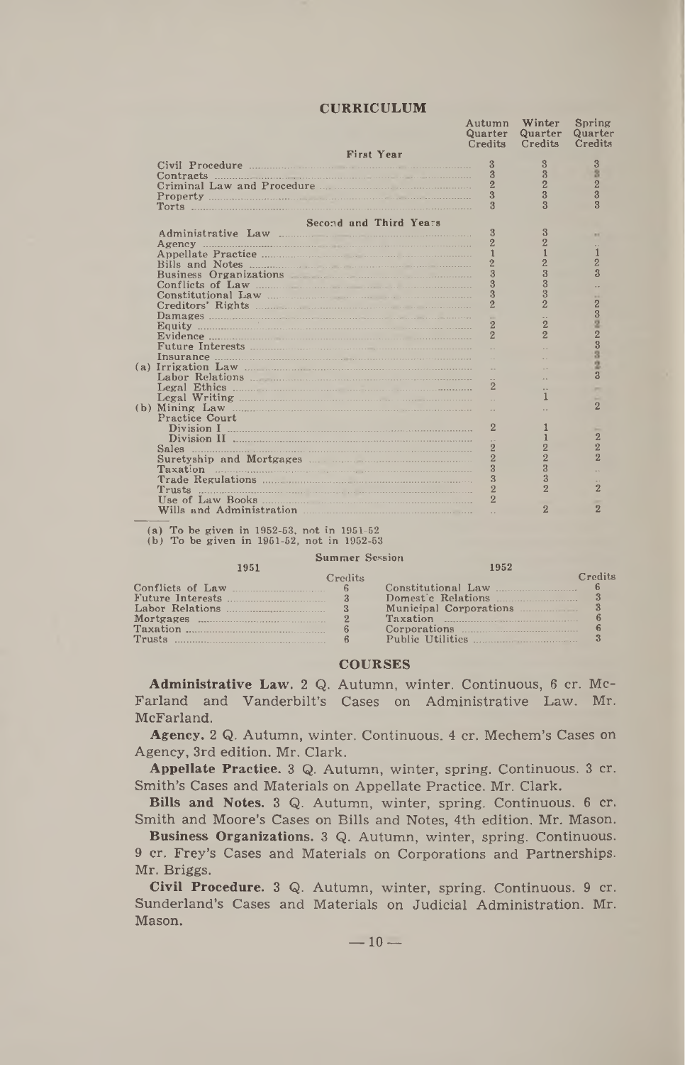## CURRICULUM

| | Autumn Quarter Credits | Winter Quarter Credits | Spring Quarter Credits |
|---|---|---|---|
| **First Year** | | | |
| Civil Procedure | 3 | 3 | 3 |
| Contracts | 3 | 3 | 3 |
| Criminal Law and Procedure | 2 | 2 | 2 |
| Property | 3 | 3 | 3 |
| Torts | 3 | 3 | 3 |
| **Second and Third Years** | | | |
| Administrative Law | 3 | 3 | .. |
| Agency | 2 | 2 | .. |
| Appellate Practice | 1 | 1 | 1 |
| Bills and Notes | 2 | 2 | 2 |
| Business Organizations | 3 | 3 | 3 |
| Conflicts of Law | 3 | 3 | .. |
| Constitutional Law | 3 | 3 | .. |
| Creditors' Rights | 2 | 2 | 2 |
| Damages | .. | .. | 3 |
| Equity | 2 | 2 | 2 |
| Evidence | 2 | 2 | 2 |
| Future Interests | .. | .. | 3 |
| Insurance | .. | .. | 3 |
| (a) Irrigation Law | .. | .. | 2 |
| Labor Relations | .. | .. | 3 |
| Legal Ethics | 2 | .. | .. |
| Legal Writing | .. | 1 | .. |
| (b) Mining Law | .. | .. | 2 |
| Practice Court | | | |
| Division I | 2 | 1 | .. |
| Division II | .. | 1 | 2 |
| Sales | 2 | 2 | 2 |
| Suretyship and Mortgages | 2 | 2 | 2 |
| Taxation | 3 | 3 | .. |
| Trade Regulations | 3 | 3 | .. |
| Trusts | 2 | 2 | 2 |
| Use of Law Books | 2 | | |
| Wills and Administration | .. | 2 | 2 |

(a) To be given in 1952-53, not in 1951-52
(b) To be given in 1951-52, not in 1952-53

### Summer Session

| 1951 | Credits | 1952 | Credits |
|---|---|---|---|
| Conflicts of Law | 6 | Constitutional Law | 6 |
| Future Interests | 3 | Domestic Relations | 3 |
| Labor Relations | 3 | Municipal Corporations | 3 |
| Mortgages | 2 | Taxation | 6 |
| Taxation | 6 | Corporations | 6 |
| Trusts | 6 | Public Utilities | 3 |

## COURSES

**Administrative Law.** 2 Q. Autumn, winter. Continuous, 6 cr. McFarland and Vanderbilt's Cases on Administrative Law. Mr. McFarland.

**Agency.** 2 Q. Autumn, winter. Continuous. 4 cr. Mechem's Cases on Agency, 3rd edition. Mr. Clark.

**Appellate Practice.** 3 Q. Autumn, winter, spring. Continuous. 3 cr. Smith's Cases and Materials on Appellate Practice. Mr. Clark.

**Bills and Notes.** 3 Q. Autumn, winter, spring. Continuous. 6 cr. Smith and Moore's Cases on Bills and Notes, 4th edition. Mr. Mason.

**Business Organizations.** 3 Q. Autumn, winter, spring. Continuous. 9 cr. Frey's Cases and Materials on Corporations and Partnerships. Mr. Briggs.

**Civil Procedure.** 3 Q. Autumn, winter, spring. Continuous. 9 cr. Sunderland's Cases and Materials on Judicial Administration. Mr. Mason.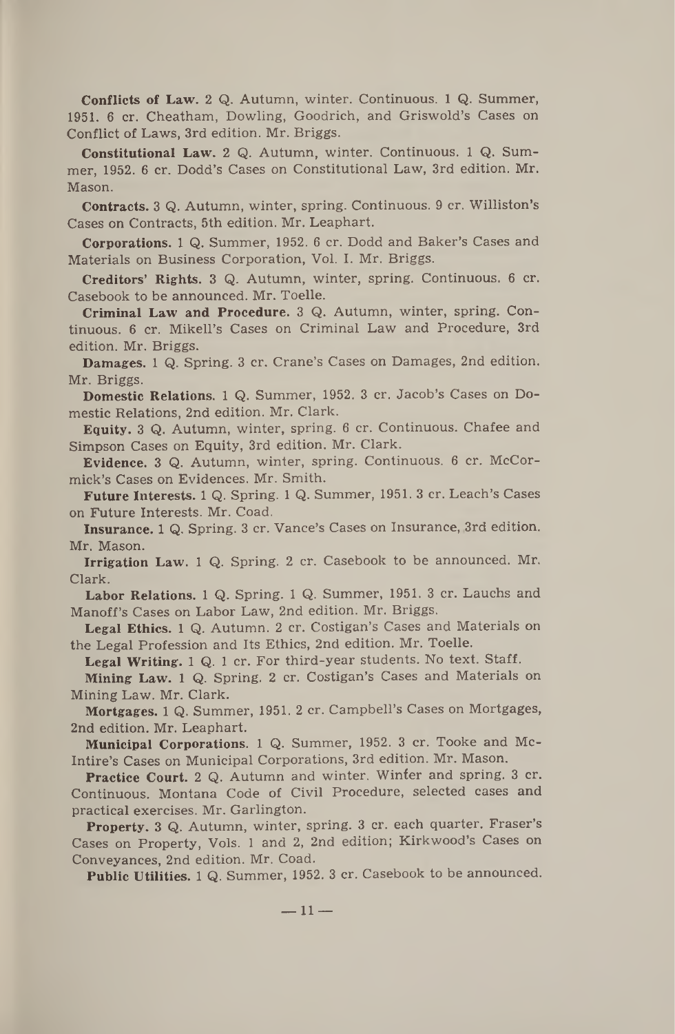**Conflicts of Law.** 2 Q. Autumn, winter. Continuous. 1 Q. Summer, 1951. 6 cr. Cheatham, Dowling, Goodrich, and Griswold's Cases on Conflict of Laws, 3rd edition. Mr. Briggs.

**Constitutional Law.** 2 Q. Autumn, winter. Continuous. 1 Q. Summer, 1952. 6 cr. Dodd's Cases on Constitutional Law, 3rd edition. Mr. Mason.

**Contracts.** 3 Q. Autumn, winter, spring. Continuous. 9 cr. Williston's Cases on Contracts, 5th edition. Mr. Leaphart.

**Corporations.** 1 Q. Summer, 1952. 6 cr. Dodd and Baker's Cases and Materials on Business Corporation, Vol. I. Mr. Briggs.

**Creditors' Rights.** 3 Q. Autumn, winter, spring. Continuous. 6 cr. Casebook to be announced. Mr. Toelle.

**Criminal Law and Procedure.** 3 Q. Autumn, winter, spring. Continuous. 6 cr. Mikell's Cases on Criminal Law and Procedure, 3rd edition. Mr. Briggs.

**Damages.** 1 Q. Spring. 3 cr. Crane's Cases on Damages, 2nd edition. Mr. Briggs.

**Domestic Relations.** 1 Q. Summer, 1952. 3 cr. Jacob's Cases on Domestic Relations, 2nd edition. Mr. Clark.

**Equity.** 3 Q. Autumn, winter, spring. 6 cr. Continuous. Chafee and Simpson Cases on Equity, 3rd edition. Mr. Clark.

**Evidence.** 3 Q. Autumn, winter, spring. Continuous. 6 cr. McCormick's Cases on Evidences. Mr. Smith.

**Future Interests.** 1 Q. Spring. 1 Q. Summer, 1951. 3 cr. Leach's Cases on Future Interests. Mr. Coad.

**Insurance.** 1 Q. Spring. 3 cr. Vance's Cases on Insurance, 3rd edition. Mr. Mason.

**Irrigation Law.** 1 Q. Spring. 2 cr. Casebook to be announced. Mr. Clark.

**Labor Relations.** 1 Q. Spring. 1 Q. Summer, 1951. 3 cr. Lauchs and Manoff's Cases on Labor Law, 2nd edition. Mr. Briggs.

**Legal Ethics.** 1 Q. Autumn. 2 cr. Costigan's Cases and Materials on the Legal Profession and Its Ethics, 2nd edition. Mr. Toelle.

**Legal Writing.** 1 Q. 1 cr. For third-year students. No text. Staff.

**Mining Law.** 1 Q. Spring. 2 cr. Costigan's Cases and Materials on Mining Law. Mr. Clark.

**Mortgages.** 1 Q. Summer, 1951. 2 cr. Campbell's Cases on Mortgages, 2nd edition. Mr. Leaphart.

**Municipal Corporations.** 1 Q. Summer, 1952. 3 cr. Tooke and McIntire's Cases on Municipal Corporations, 3rd edition. Mr. Mason.

**Practice Court.** 2 Q. Autumn and winter. Winter and spring. 3 cr. Continuous. Montana Code of Civil Procedure, selected cases and practical exercises. Mr. Garlington.

**Property.** 3 Q. Autumn, winter, spring. 3 cr. each quarter. Fraser's Cases on Property, Vols. 1 and 2, 2nd edition; Kirkwood's Cases on Conveyances, 2nd edition. Mr. Coad.

**Public Utilities.** 1 Q. Summer, 1952. 3 cr. Casebook to be announced.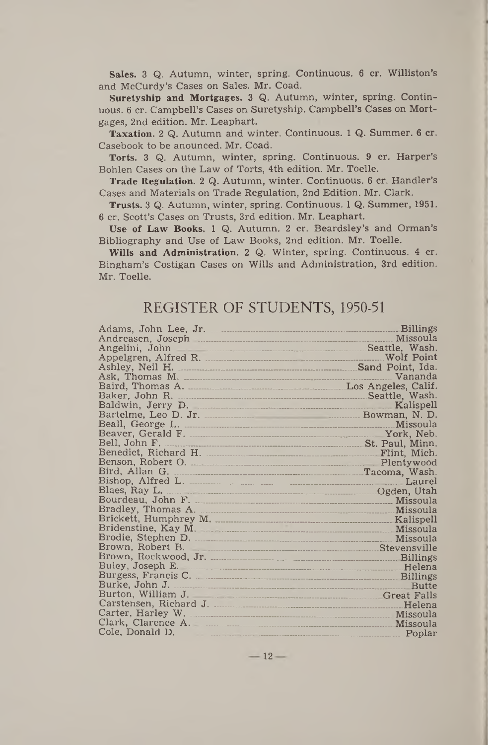**Sales.** 3 Q. Autumn, winter, spring. Continuous. 6 cr. Williston's and McCurdy's Cases on Sales. Mr. Coad.

**Suretyship and Mortgages.** 3 Q. Autumn, winter, spring. Continuous. 6 cr. Campbell's Cases on Suretyship. Campbell's Cases on Mortgages, 2nd edition. Mr. Leaphart.

**Taxation.** 2 Q. Autumn and winter. Continuous. 1 Q. Summer. 6 cr. Casebook to be anounced. Mr. Coad.

**Torts.** 3 Q. Autumn, winter, spring. Continuous. 9 cr. Harper's Bohlen Cases on the Law of Torts, 4th edition. Mr. Toelle.

**Trade Regulation.** 2 Q. Autumn, winter. Continuous. 6 cr. Handler's Cases and Materials on Trade Regulation, 2nd Edition. Mr. Clark.

**Trusts.** 3 Q. Autumn, winter, spring. Continuous. 1 Q. Summer, 1951. 6 cr. Scott's Cases on Trusts, 3rd edition. Mr. Leaphart.

**Use of Law Books.** 1 Q. Autumn. 2 cr. Beardsley's and Orman's Bibliography and Use of Law Books, 2nd edition. Mr. Toelle.

**Wills and Administration.** 2 Q. Winter, spring. Continuous. 4 cr. Bingham's Costigan Cases on Wills and Administration, 3rd edition. Mr. Toelle.

## REGISTER OF STUDENTS, 1950-51

| Name | Home |
|---|---|
| Adams, John Lee, Jr. | Billings |
| Andreasen, Joseph | Missoula |
| Angelini, John | Seattle, Wash. |
| Appelgren, Alfred R. | Wolf Point |
| Ashley, Neil H. | Sand Point, Ida. |
| Ask, Thomas M. | Vananda |
| Baird, Thomas A. | Los Angeles, Calif. |
| Baker, John R. | Seattle, Wash. |
| Baldwin, Jerry D. | Kalispell |
| Bartelme, Leo D. Jr. | Bowman, N. D. |
| Beall, George L. | Missoula |
| Beaver, Gerald F. | York, Neb. |
| Bell, John F. | St. Paul, Minn. |
| Benedict, Richard H. | Flint, Mich. |
| Benson, Robert O. | Plentywood |
| Bird, Allan G. | Tacoma, Wash. |
| Bishop, Alfred L. | Laurel |
| Blaes, Ray L. | Ogden, Utah |
| Bourdeau, John F. | Missoula |
| Bradley, Thomas A. | Missoula |
| Brickett, Humphrey M. | Kalispell |
| Bridenstine, Kay M. | Missoula |
| Brodie, Stephen D. | Missoula |
| Brown, Robert B. | Stevensville |
| Brown, Rockwood, Jr. | Billings |
| Buley, Joseph E. | Helena |
| Burgess, Francis C. | Billings |
| Burke, John J. | Butte |
| Burton, William J. | Great Falls |
| Carstensen, Richard J. | Helena |
| Carter, Harley W. | Missoula |
| Clark, Clarence A. | Missoula |
| Cole, Donald D. | Poplar |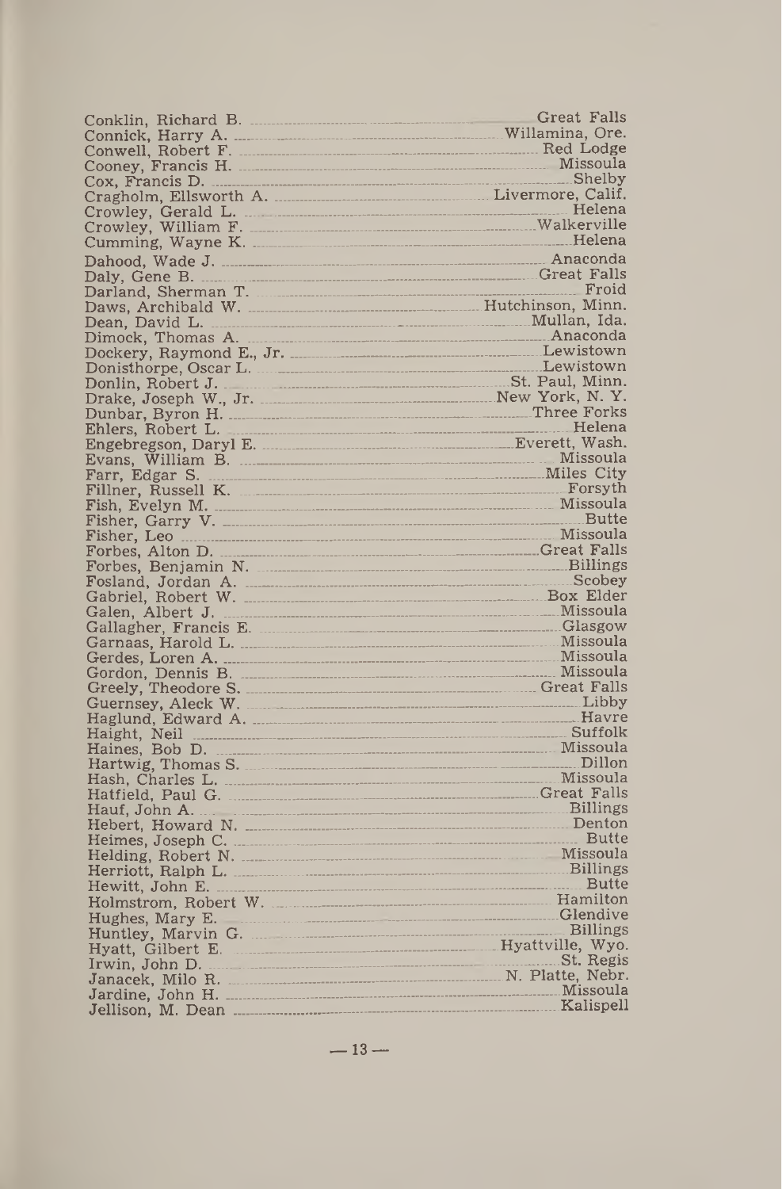| | |
|---|---|
| Conklin, Richard B. | Great Falls |
| Connick, Harry A. | Willamina, Ore. |
| Conwell, Robert F. | Red Lodge |
| Cooney, Francis H. | Missoula |
| Cox, Francis D. | Shelby |
| Cragholm, Ellsworth A. | Livermore, Calif. |
| Crowley, Gerald L. | Helena |
| Crowley, William F. | Walkerville |
| Cumming, Wayne K. | Helena |
| Dahood, Wade J. | Anaconda |
| Daly, Gene B. | Great Falls |
| Darland, Sherman T. | Froid |
| Daws, Archibald W. | Hutchinson, Minn. |
| Dean, David L. | Mullan, Ida. |
| Dimock, Thomas A. | Anaconda |
| Dockery, Raymond E., Jr. | Lewistown |
| Donisthorpe, Oscar L. | Lewistown |
| Donlin, Robert J. | St. Paul, Minn. |
| Drake, Joseph W., Jr. | New York, N. Y. |
| Dunbar, Byron H. | Three Forks |
| Ehlers, Robert L. | Helena |
| Engebregson, Daryl E. | Everett, Wash. |
| Evans, William B. | Missoula |
| Farr, Edgar S. | Miles City |
| Fillner, Russell K. | Forsyth |
| Fish, Evelyn M. | Missoula |
| Fisher, Garry V. | Butte |
| Fisher, Leo | Missoula |
| Forbes, Alton D. | Great Falls |
| Forbes, Benjamin N. | Billings |
| Fosland, Jordan A. | Scobey |
| Gabriel, Robert W. | Box Elder |
| Galen, Albert J. | Missoula |
| Gallagher, Francis E. | Glasgow |
| Garnaas, Harold L. | Missoula |
| Gerdes, Loren A. | Missoula |
| Gordon, Dennis B. | Missoula |
| Greely, Theodore S. | Great Falls |
| Guernsey, Aleck W. | Libby |
| Haglund, Edward A. | Havre |
| Haight, Neil | Suffolk |
| Haines, Bob D. | Missoula |
| Hartwig, Thomas S. | Dillon |
| Hash, Charles L. | Missoula |
| Hatfield, Paul G. | Great Falls |
| Hauf, John A. | Billings |
| Hebert, Howard N. | Denton |
| Heimes, Joseph C. | Butte |
| Helding, Robert N. | Missoula |
| Herriott, Ralph L. | Billings |
| Hewitt, John E. | Butte |
| Holmstrom, Robert W. | Hamilton |
| Hughes, Mary E. | Glendive |
| Huntley, Marvin G. | Billings |
| Hyatt, Gilbert E. | Hyattville, Wyo. |
| Irwin, John D. | St. Regis |
| Janacek, Milo R. | N. Platte, Nebr. |
| Jardine, John H. | Missoula |
| Jellison, M. Dean | Kalispell |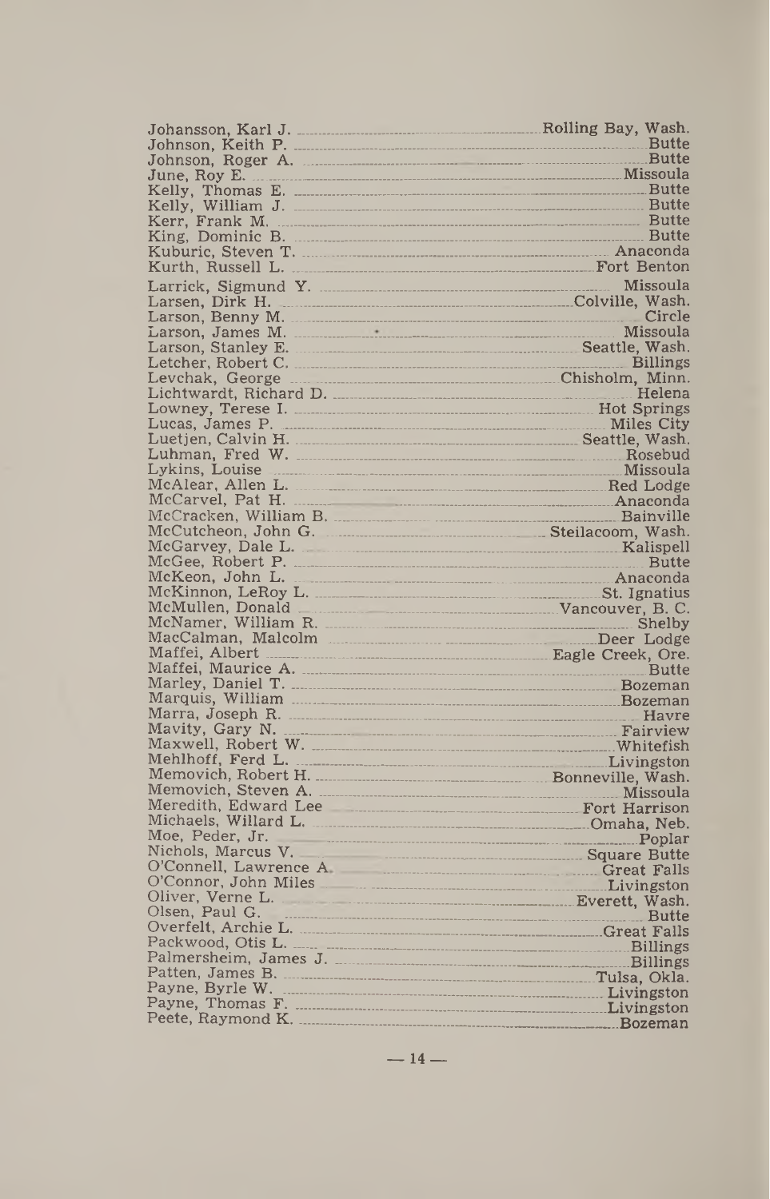| | |
|---|---|
| Johansson, Karl J. | Rolling Bay, Wash. |
| Johnson, Keith P. | Butte |
| Johnson, Roger A. | Butte |
| June, Roy E. | Missoula |
| Kelly, Thomas E. | Butte |
| Kelly, William J. | Butte |
| Kerr, Frank M. | Butte |
| King, Dominic B. | Butte |
| Kuburic, Steven T. | Anaconda |
| Kurth, Russell L. | Fort Benton |
| Larrick, Sigmund Y. | Missoula |
| Larsen, Dirk H. | Colville, Wash. |
| Larson, Benny M. | Circle |
| Larson, James M. | Missoula |
| Larson, Stanley E. | Seattle, Wash. |
| Letcher, Robert C. | Billings |
| Levchak, George | Chisholm, Minn. |
| Lichtwardt, Richard D. | Helena |
| Lowney, Terese I. | Hot Springs |
| Lucas, James P. | Miles City |
| Luetjen, Calvin H. | Seattle, Wash. |
| Luhman, Fred W. | Rosebud |
| Lykins, Louise | Missoula |
| McAlear, Allen L. | Red Lodge |
| McCarvel, Pat H. | Anaconda |
| McCracken, William B. | Bainville |
| McCutcheon, John G. | Steilacoom, Wash. |
| McGarvey, Dale L. | Kalispell |
| McGee, Robert P. | Butte |
| McKeon, John L. | Anaconda |
| McKinnon, LeRoy L. | St. Ignatius |
| McMullen, Donald | Vancouver, B. C. |
| McNamer, William R. | Shelby |
| MacCalman, Malcolm | Deer Lodge |
| Maffei, Albert | Eagle Creek, Ore. |
| Maffei, Maurice A. | Butte |
| Marley, Daniel T. | Bozeman |
| Marquis, William | Bozeman |
| Marra, Joseph R. | Havre |
| Mavity, Gary N. | Fairview |
| Maxwell, Robert W. | Whitefish |
| Mehlhoff, Ferd L. | Livingston |
| Memovich, Robert H. | Bonneville, Wash. |
| Memovich, Steven A. | Missoula |
| Meredith, Edward Lee | Fort Harrison |
| Michaels, Willard L. | Omaha, Neb. |
| Moe, Peder, Jr. | Poplar |
| Nichols, Marcus V. | Square Butte |
| O'Connell, Lawrence A. | Great Falls |
| O'Connor, John Miles | Livingston |
| Oliver, Verne L. | Everett, Wash. |
| Olsen, Paul G. | Butte |
| Overfelt, Archie L. | Great Falls |
| Packwood, Otis L. | Billings |
| Palmersheim, James J. | Billings |
| Patten, James B. | Tulsa, Okla. |
| Payne, Byrle W. | Livingston |
| Payne, Thomas F. | Livingston |
| Peete, Raymond K. | Bozeman |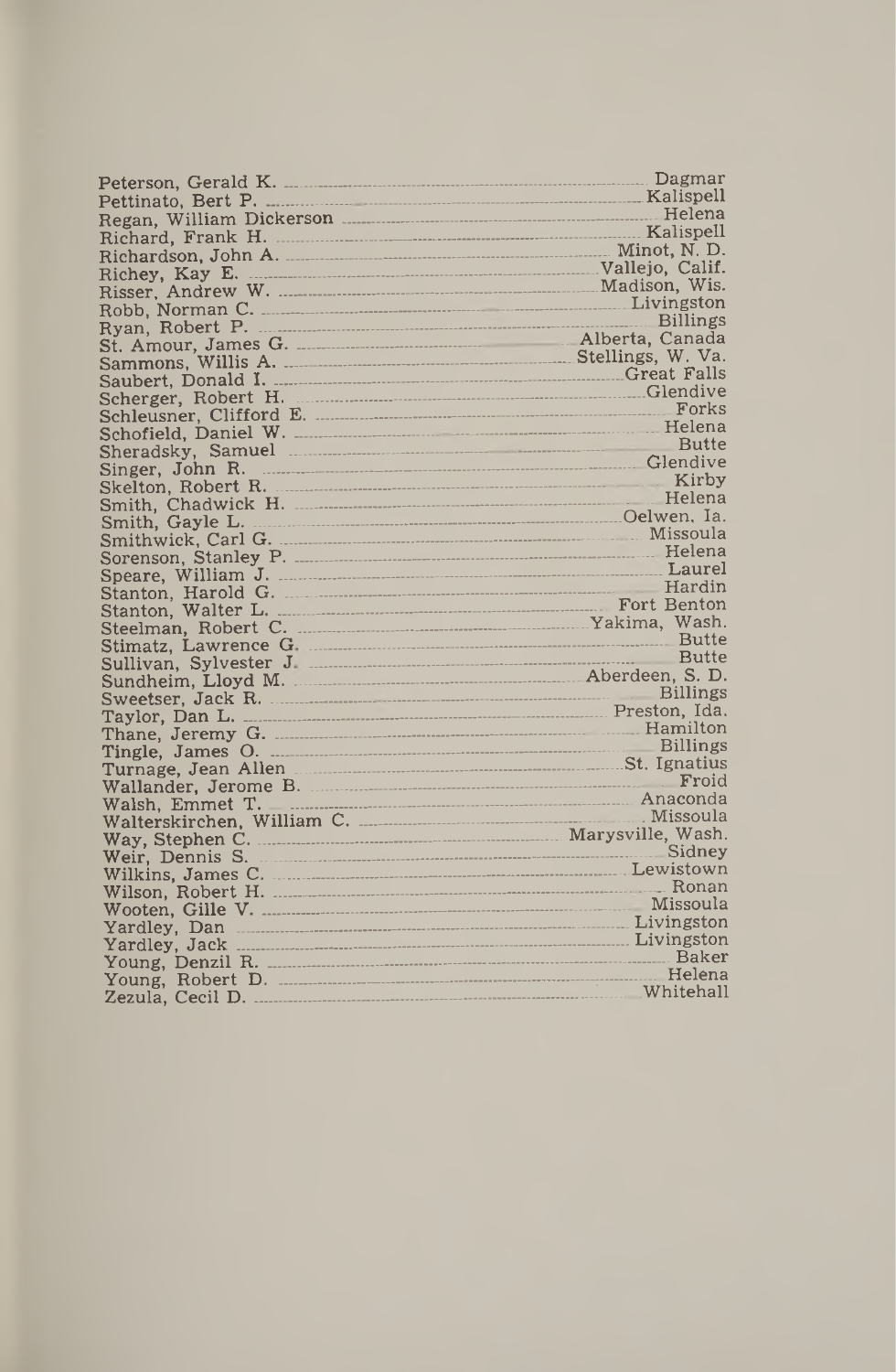| | |
|---|---|
| Peterson, Gerald K. | Dagmar |
| Pettinato, Bert P. | Kalispell |
| Regan, William Dickerson | Helena |
| Richard, Frank H. | Kalispell |
| Richardson, John A. | Minot, N. D. |
| Richey, Kay E. | Vallejo, Calif. |
| Risser, Andrew W. | Madison, Wis. |
| Robb, Norman C. | Livingston |
| Ryan, Robert P. | Billings |
| St. Amour, James G. | Alberta, Canada |
| Sammons, Willis A. | Stellings, W. Va. |
| Saubert, Donald I. | Great Falls |
| Scherger, Robert H. | Glendive |
| Schleusner, Clifford E. | Forks |
| Schofield, Daniel W. | Helena |
| Sheradsky, Samuel | Butte |
| Singer, John R. | Glendive |
| Skelton, Robert R. | Kirby |
| Smith, Chadwick H. | Helena |
| Smith, Gayle L. | Oelwen, Ia. |
| Smithwick, Carl G. | Missoula |
| Sorenson, Stanley P. | Helena |
| Speare, William J. | Laurel |
| Stanton, Harold G. | Hardin |
| Stanton, Walter L. | Fort Benton |
| Steelman, Robert C. | Yakima, Wash. |
| Stimatz, Lawrence G. | Butte |
| Sullivan, Sylvester J. | Butte |
| Sundheim, Lloyd M. | Aberdeen, S. D. |
| Sweetser, Jack R. | Billings |
| Taylor, Dan L. | Preston, Ida. |
| Thane, Jeremy G. | Hamilton |
| Tingle, James O. | Billings |
| Turnage, Jean Allen | St. Ignatius |
| Wallander, Jerome B. | Froid |
| Walsh, Emmet T. | Anaconda |
| Walterskirchen, William C. | Missoula |
| Way, Stephen C. | Marysville, Wash. |
| Weir, Dennis S. | Sidney |
| Wilkins, James C. | Lewistown |
| Wilson, Robert H. | Ronan |
| Wooten, Gille V. | Missoula |
| Yardley, Dan | Livingston |
| Yardley, Jack | Livingston |
| Young, Denzil R. | Baker |
| Young, Robert D. | Helena |
| Zezula, Cecil D. | Whitehall |